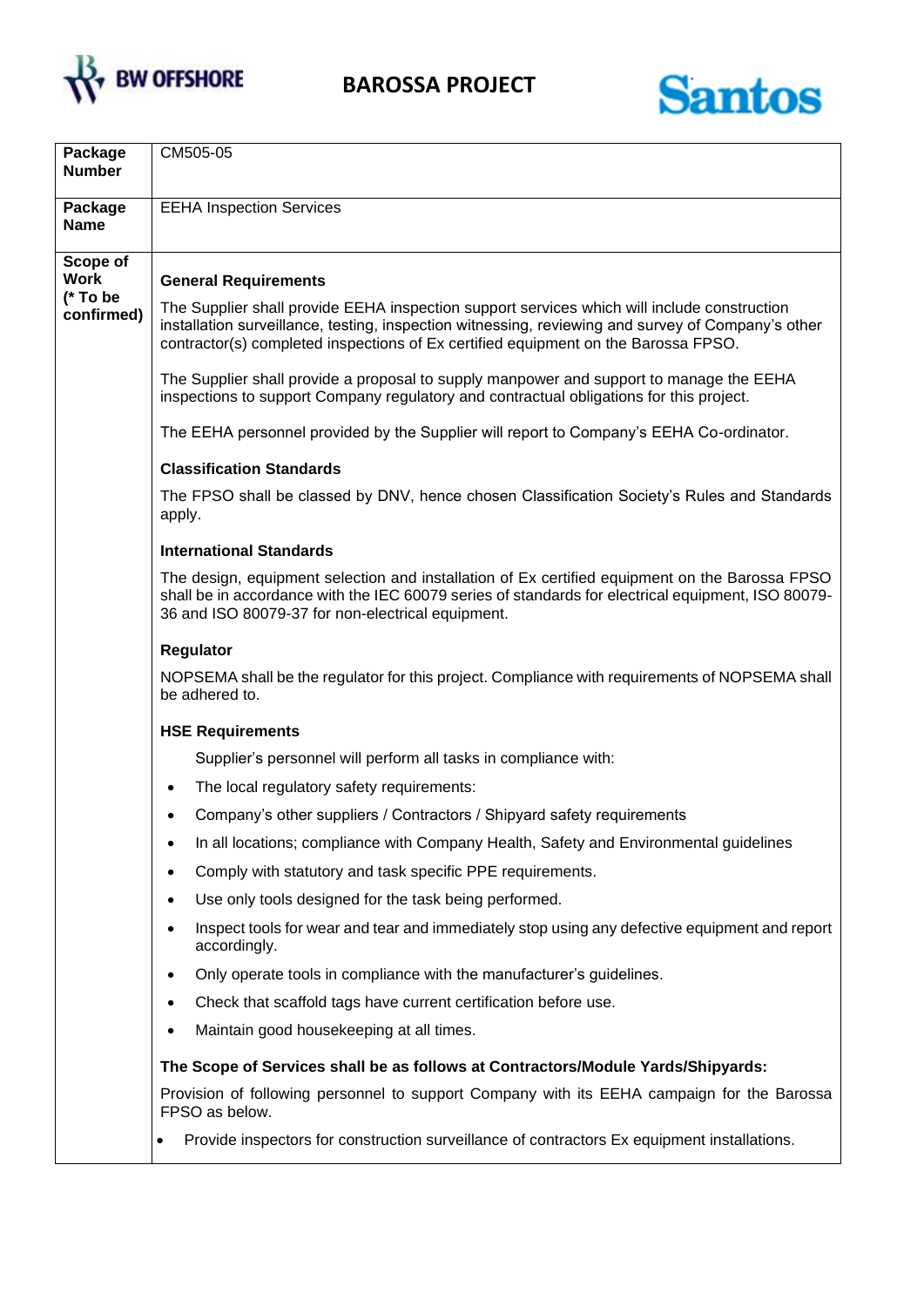# BAROSSA PROJECT

| Package Number | CM505-05 |
|---|---|
| **Package Name** | EEHA Inspection Services |
| **Scope of Work (* To be confirmed)** | **General Requirements**<br><br>The Supplier shall provide EEHA inspection support services which will include construction installation surveillance, testing, inspection witnessing, reviewing and survey of Company's other contractor(s) completed inspections of Ex certified equipment on the Barossa FPSO.<br><br>The Supplier shall provide a proposal to supply manpower and support to manage the EEHA inspections to support Company regulatory and contractual obligations for this project.<br><br>The EEHA personnel provided by the Supplier will report to Company's EEHA Co-ordinator.<br><br>**Classification Standards**<br><br>The FPSO shall be classed by DNV, hence chosen Classification Society's Rules and Standards apply.<br><br>**International Standards**<br><br>The design, equipment selection and installation of Ex certified equipment on the Barossa FPSO shall be in accordance with the IEC 60079 series of standards for electrical equipment, ISO 80079-36 and ISO 80079-37 for non-electrical equipment.<br><br>**Regulator**<br><br>NOPSEMA shall be the regulator for this project. Compliance with requirements of NOPSEMA shall be adhered to.<br><br>**HSE Requirements**<br><br>Supplier's personnel will perform all tasks in compliance with:<br>• The local regulatory safety requirements:<br>• Company's other suppliers / Contractors / Shipyard safety requirements<br>• In all locations; compliance with Company Health, Safety and Environmental guidelines<br>• Comply with statutory and task specific PPE requirements.<br>• Use only tools designed for the task being performed.<br>• Inspect tools for wear and tear and immediately stop using any defective equipment and report accordingly.<br>• Only operate tools in compliance with the manufacturer's guidelines.<br>• Check that scaffold tags have current certification before use.<br>• Maintain good housekeeping at all times.<br><br>**The Scope of Services shall be as follows at Contractors/Module Yards/Shipyards:**<br><br>Provision of following personnel to support Company with its EEHA campaign for the Barossa FPSO as below.<br>• Provide inspectors for construction surveillance of contractors Ex equipment installations. |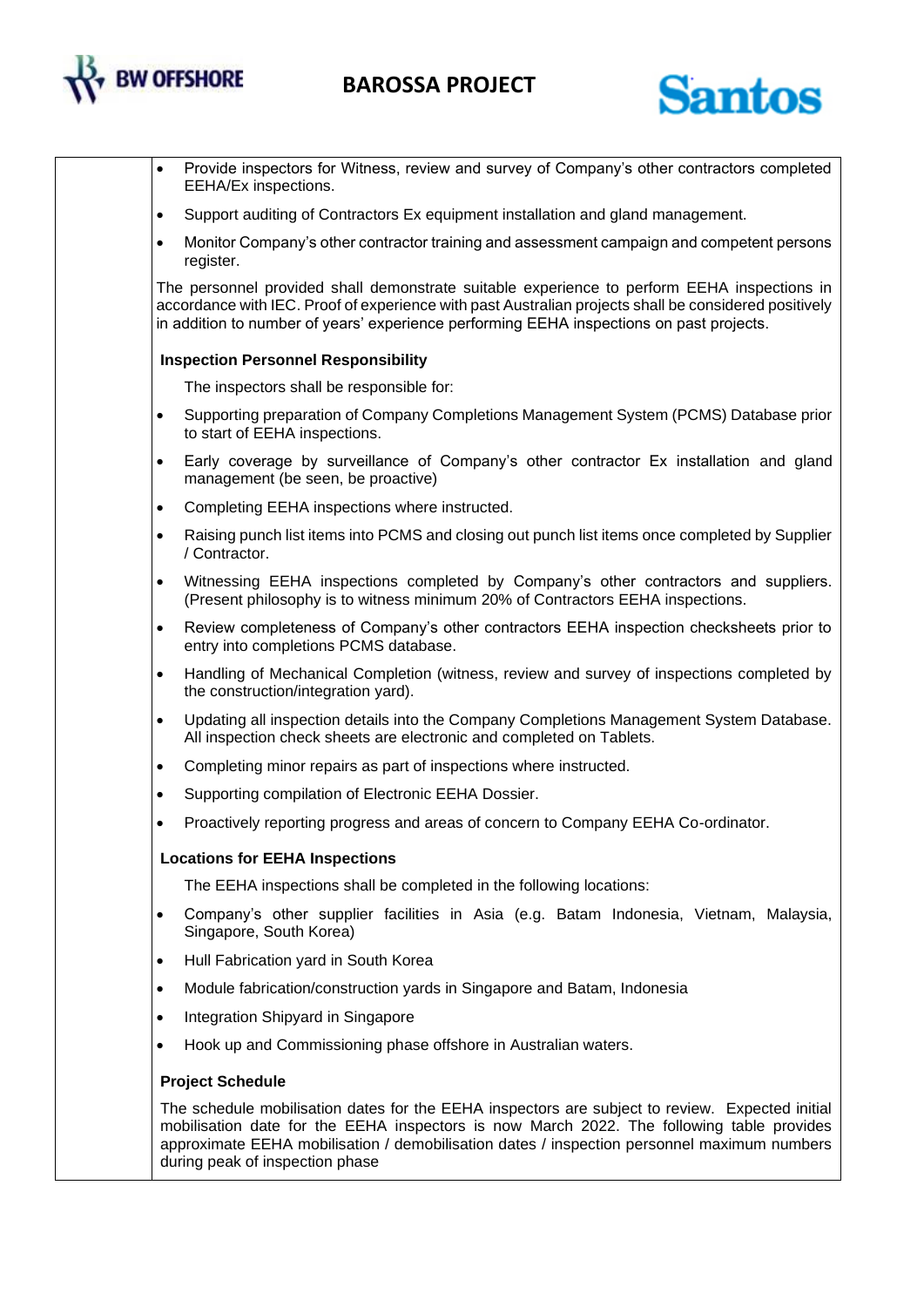- Provide inspectors for Witness, review and survey of Company's other contractors completed EEHA/Ex inspections.
- Support auditing of Contractors Ex equipment installation and gland management.
- Monitor Company's other contractor training and assessment campaign and competent persons register.

The personnel provided shall demonstrate suitable experience to perform EEHA inspections in accordance with IEC. Proof of experience with past Australian projects shall be considered positively in addition to number of years' experience performing EEHA inspections on past projects.

**Inspection Personnel Responsibility**

The inspectors shall be responsible for:

- Supporting preparation of Company Completions Management System (PCMS) Database prior to start of EEHA inspections.
- Early coverage by surveillance of Company's other contractor Ex installation and gland management (be seen, be proactive)
- Completing EEHA inspections where instructed.
- Raising punch list items into PCMS and closing out punch list items once completed by Supplier / Contractor.
- Witnessing EEHA inspections completed by Company's other contractors and suppliers. (Present philosophy is to witness minimum 20% of Contractors EEHA inspections.
- Review completeness of Company's other contractors EEHA inspection checksheets prior to entry into completions PCMS database.
- Handling of Mechanical Completion (witness, review and survey of inspections completed by the construction/integration yard).
- Updating all inspection details into the Company Completions Management System Database. All inspection check sheets are electronic and completed on Tablets.
- Completing minor repairs as part of inspections where instructed.
- Supporting compilation of Electronic EEHA Dossier.
- Proactively reporting progress and areas of concern to Company EEHA Co-ordinator.

**Locations for EEHA Inspections**

The EEHA inspections shall be completed in the following locations:

- Company's other supplier facilities in Asia (e.g. Batam Indonesia, Vietnam, Malaysia, Singapore, South Korea)
- Hull Fabrication yard in South Korea
- Module fabrication/construction yards in Singapore and Batam, Indonesia
- Integration Shipyard in Singapore
- Hook up and Commissioning phase offshore in Australian waters.

**Project Schedule**

The schedule mobilisation dates for the EEHA inspectors are subject to review. Expected initial mobilisation date for the EEHA inspectors is now March 2022. The following table provides approximate EEHA mobilisation / demobilisation dates / inspection personnel maximum numbers during peak of inspection phase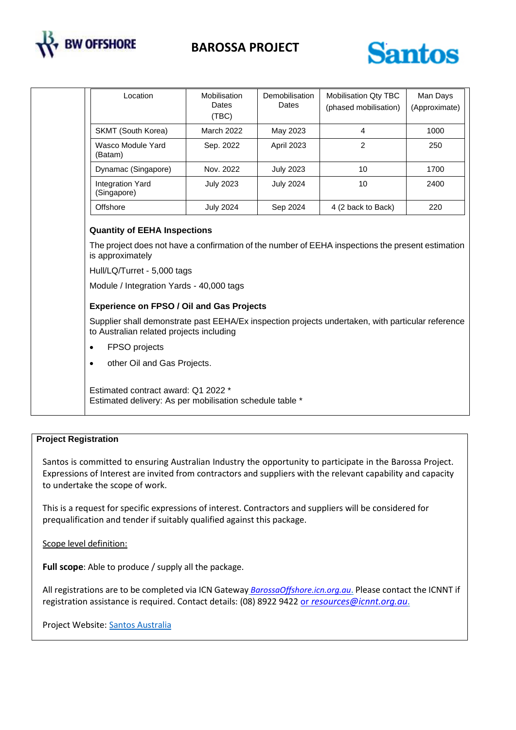# BAROSSA PROJECT

| Location | Mobilisation Dates (TBC) | Demobilisation Dates | Mobilisation Qty TBC (phased mobilisation) | Man Days (Approximate) |
|---|---|---|---|---|
| SKMT (South Korea) | March 2022 | May 2023 | 4 | 1000 |
| Wasco Module Yard (Batam) | Sep. 2022 | April 2023 | 2 | 250 |
| Dynamac (Singapore) | Nov. 2022 | July 2023 | 10 | 1700 |
| Integration Yard (Singapore) | July 2023 | July 2024 | 10 | 2400 |
| Offshore | July 2024 | Sep 2024 | 4 (2 back to Back) | 220 |

**Quantity of EEHA Inspections**

The project does not have a confirmation of the number of EEHA inspections the present estimation is approximately

Hull/LQ/Turret - 5,000 tags

Module / Integration Yards - 40,000 tags

**Experience on FPSO / Oil and Gas Projects**

Supplier shall demonstrate past EEHA/Ex inspection projects undertaken, with particular reference to Australian related projects including

- FPSO projects
- other Oil and Gas Projects.

Estimated contract award: Q1 2022 *
Estimated delivery: As per mobilisation schedule table *

**Project Registration**

Santos is committed to ensuring Australian Industry the opportunity to participate in the Barossa Project. Expressions of Interest are invited from contractors and suppliers with the relevant capability and capacity to undertake the scope of work.

This is a request for specific expressions of interest. Contractors and suppliers will be considered for prequalification and tender if suitably qualified against this package.

Scope level definition:

**Full scope**: Able to produce / supply all the package.

All registrations are to be completed via ICN Gateway *BarossaOffshore.icn.org.au*. Please contact the ICNNT if registration assistance is required. Contact details: (08) 8922 9422 or *resources@icnnt.org.au*.

Project Website: Santos Australia